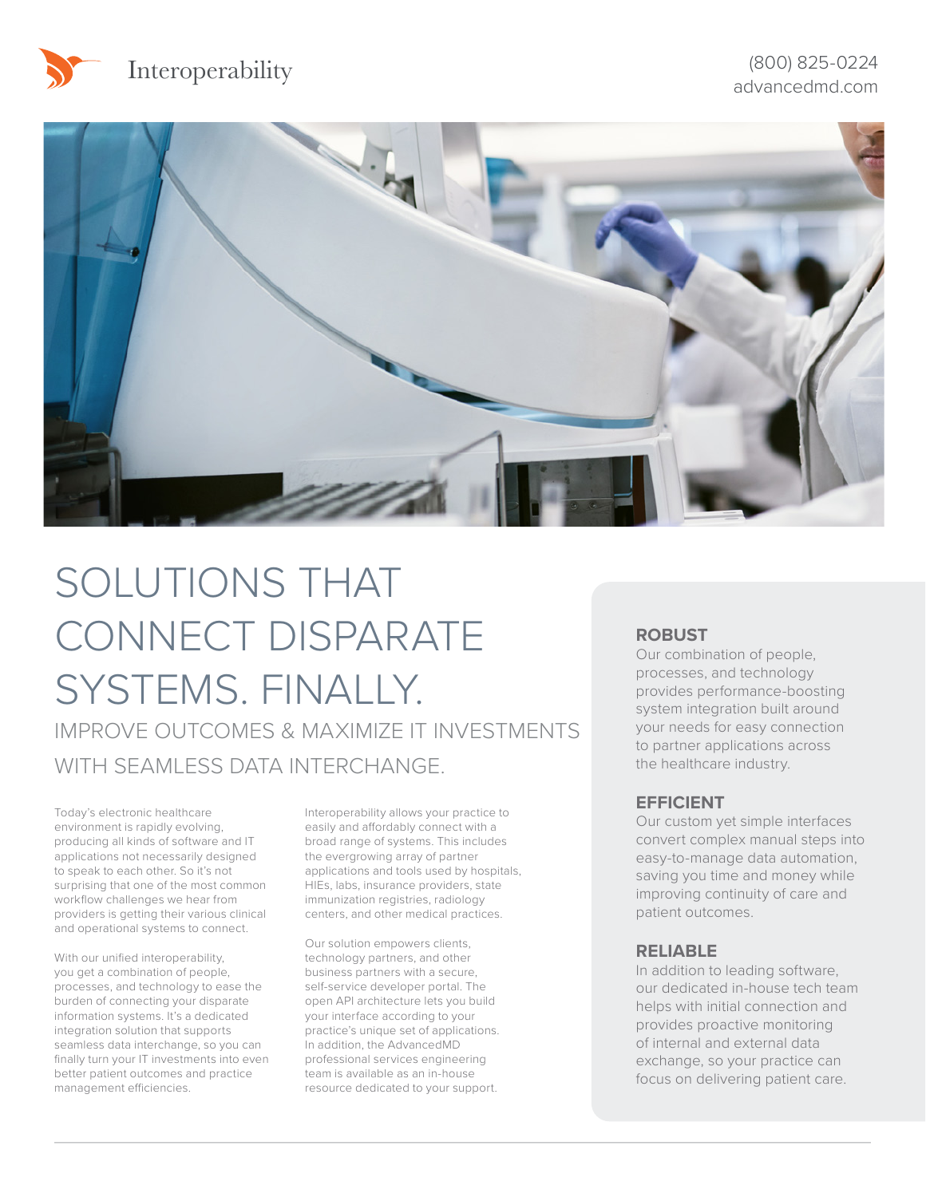Interoperability

(800) 825-0224
advancedmd.com

# SOLUTIONS THAT CONNECT DISPARATE SYSTEMS. FINALLY.

## IMPROVE OUTCOMES & MAXIMIZE IT INVESTMENTS WITH SEAMLESS DATA INTERCHANGE.

Today's electronic healthcare environment is rapidly evolving, producing all kinds of software and IT applications not necessarily designed to speak to each other. So it's not surprising that one of the most common workflow challenges we hear from providers is getting their various clinical and operational systems to connect.

With our unified interoperability, you get a combination of people, processes, and technology to ease the burden of connecting your disparate information systems. It's a dedicated integration solution that supports seamless data interchange, so you can finally turn your IT investments into even better patient outcomes and practice management efficiencies.

Interoperability allows your practice to easily and affordably connect with a broad range of systems. This includes the evergrowing array of partner applications and tools used by hospitals, HIEs, labs, insurance providers, state immunization registries, radiology centers, and other medical practices.

Our solution empowers clients, technology partners, and other business partners with a secure, self-service developer portal. The open API architecture lets you build your interface according to your practice's unique set of applications. In addition, the AdvancedMD professional services engineering team is available as an in-house resource dedicated to your support.

### ROBUST

Our combination of people, processes, and technology provides performance-boosting system integration built around your needs for easy connection to partner applications across the healthcare industry.

### EFFICIENT

Our custom yet simple interfaces convert complex manual steps into easy-to-manage data automation, saving you time and money while improving continuity of care and patient outcomes.

### RELIABLE

In addition to leading software, our dedicated in-house tech team helps with initial connection and provides proactive monitoring of internal and external data exchange, so your practice can focus on delivering patient care.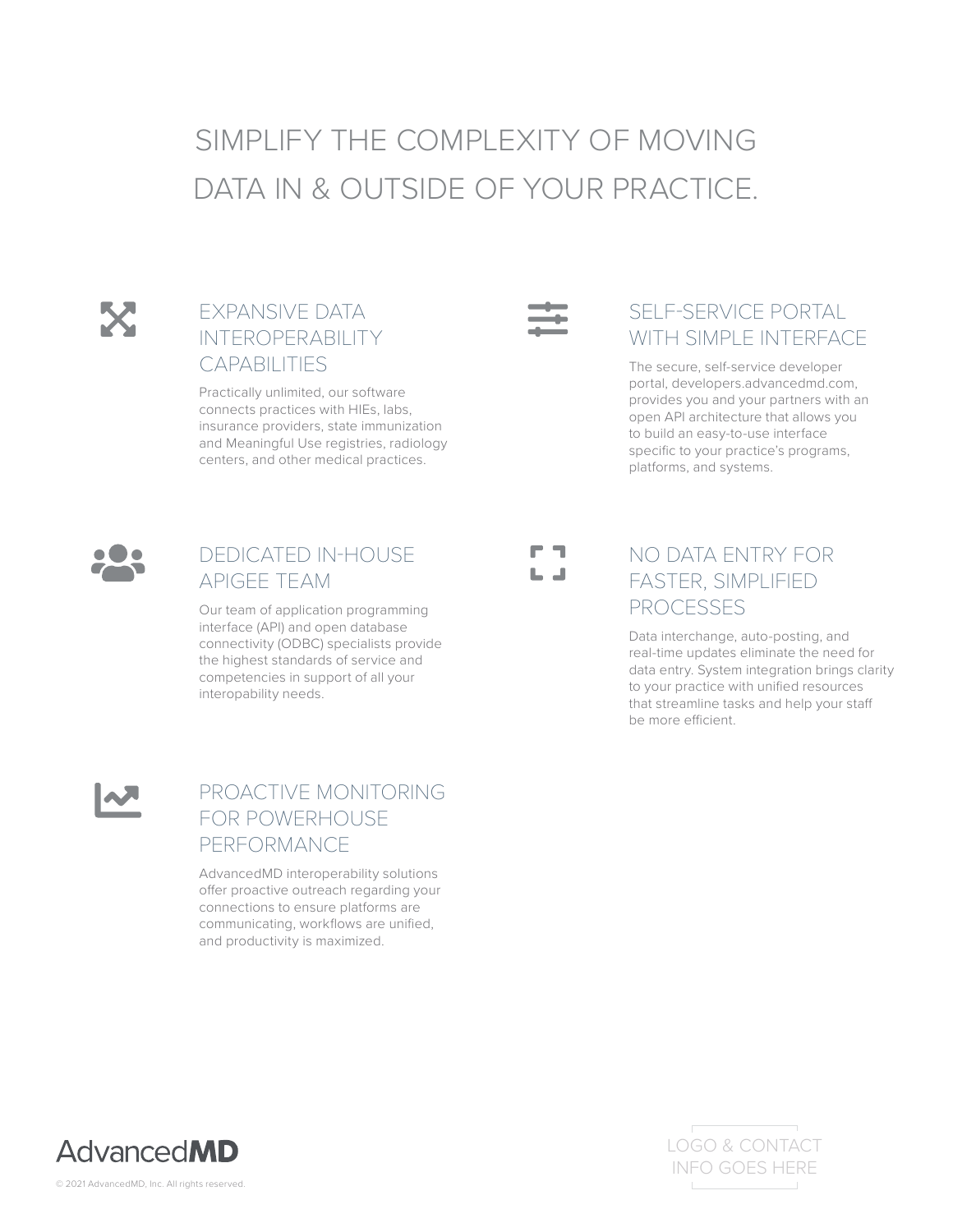# SIMPLIFY THE COMPLEXITY OF MOVING DATA IN & OUTSIDE OF YOUR PRACTICE.

## EXPANSIVE DATA INTEROPERABILITY CAPABILITIES

Practically unlimited, our software connects practices with HIEs, labs, insurance providers, state immunization and Meaningful Use registries, radiology centers, and other medical practices.

## SELF-SERVICE PORTAL WITH SIMPLE INTERFACE

The secure, self-service developer portal, developers.advancedmd.com, provides you and your partners with an open API architecture that allows you to build an easy-to-use interface specific to your practice's programs, platforms, and systems.

## DEDICATED IN-HOUSE APIGEE TEAM

Our team of application programming interface (API) and open database connectivity (ODBC) specialists provide the highest standards of service and competencies in support of all your interopability needs.

## NO DATA ENTRY FOR FASTER, SIMPLIFIED PROCESSES

Data interchange, auto-posting, and real-time updates eliminate the need for data entry. System integration brings clarity to your practice with unified resources that streamline tasks and help your staff be more efficient.

## PROACTIVE MONITORING FOR POWERHOUSE PERFORMANCE

AdvancedMD interoperability solutions offer proactive outreach regarding your connections to ensure platforms are communicating, workflows are unified, and productivity is maximized.

AdvancedMD

© 2021 AdvancedMD, Inc. All rights reserved.

LOGO & CONTACT INFO GOES HERE